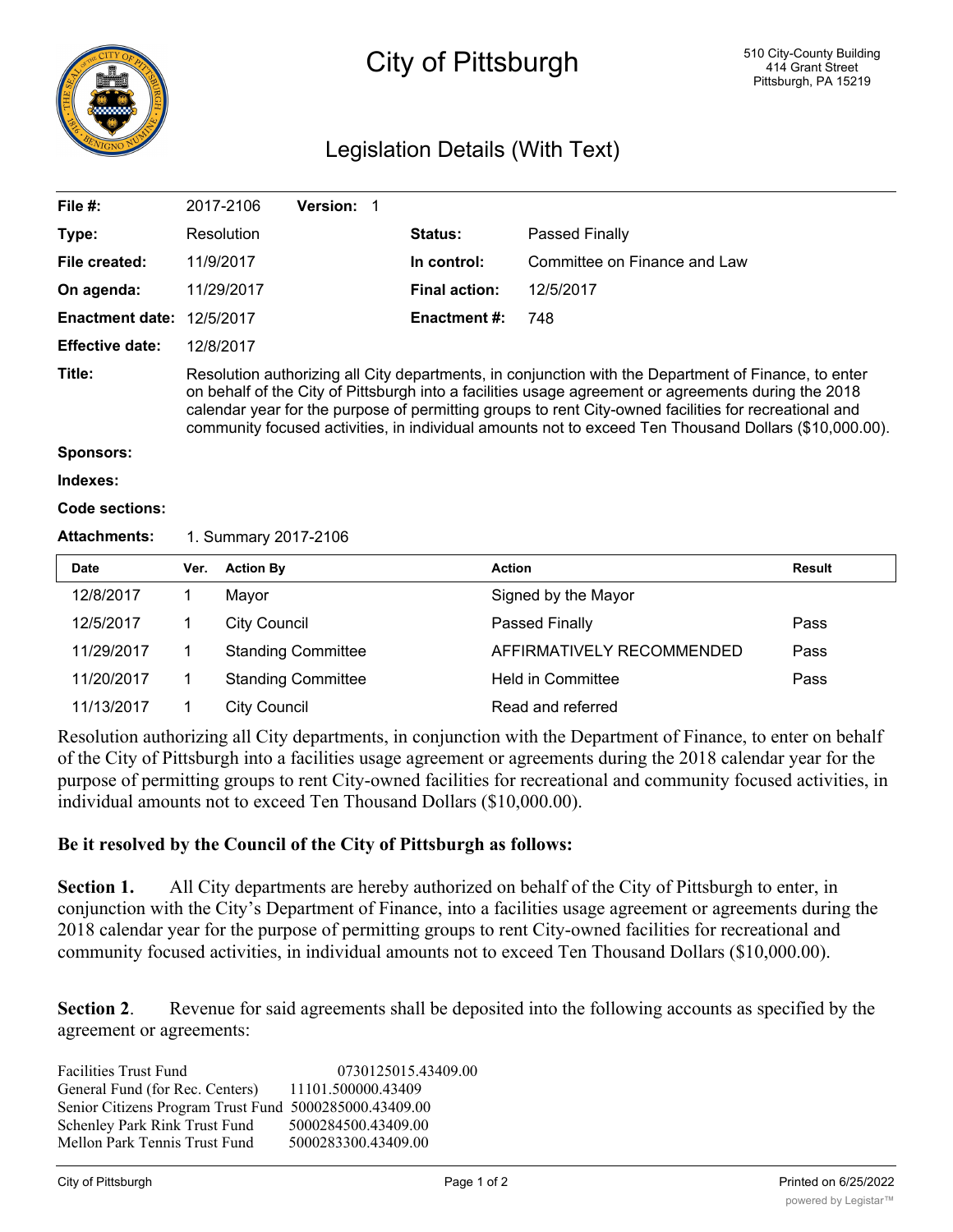# City of Pittsburgh

510 City-County Building
414 Grant Street
Pittsburgh, PA 15219

## Legislation Details (With Text)

| | | | |
|---|---|---|---|
| **File #:** | 2017-2106 **Version:** 1 | | |
| **Type:** | Resolution | **Status:** | Passed Finally |
| **File created:** | 11/9/2017 | **In control:** | Committee on Finance and Law |
| **On agenda:** | 11/29/2017 | **Final action:** | 12/5/2017 |
| **Enactment date:** | 12/5/2017 | **Enactment #:** | 748 |
| **Effective date:** | 12/8/2017 | | |

**Title:** Resolution authorizing all City departments, in conjunction with the Department of Finance, to enter on behalf of the City of Pittsburgh into a facilities usage agreement or agreements during the 2018 calendar year for the purpose of permitting groups to rent City-owned facilities for recreational and community focused activities, in individual amounts not to exceed Ten Thousand Dollars ($10,000.00).

**Sponsors:**

**Indexes:**

**Code sections:**

**Attachments:** 1. Summary 2017-2106

| Date | Ver. | Action By | Action | Result |
|---|---|---|---|---|
| 12/8/2017 | 1 | Mayor | Signed by the Mayor | |
| 12/5/2017 | 1 | City Council | Passed Finally | Pass |
| 11/29/2017 | 1 | Standing Committee | AFFIRMATIVELY RECOMMENDED | Pass |
| 11/20/2017 | 1 | Standing Committee | Held in Committee | Pass |
| 11/13/2017 | 1 | City Council | Read and referred | |

Resolution authorizing all City departments, in conjunction with the Department of Finance, to enter on behalf of the City of Pittsburgh into a facilities usage agreement or agreements during the 2018 calendar year for the purpose of permitting groups to rent City-owned facilities for recreational and community focused activities, in individual amounts not to exceed Ten Thousand Dollars ($10,000.00).

**Be it resolved by the Council of the City of Pittsburgh as follows:**

**Section 1.** All City departments are hereby authorized on behalf of the City of Pittsburgh to enter, in conjunction with the City's Department of Finance, into a facilities usage agreement or agreements during the 2018 calendar year for the purpose of permitting groups to rent City-owned facilities for recreational and community focused activities, in individual amounts not to exceed Ten Thousand Dollars ($10,000.00).

**Section 2**. Revenue for said agreements shall be deposited into the following accounts as specified by the agreement or agreements:

| | |
|---|---|
| Facilities Trust Fund | 0730125015.43409.00 |
| General Fund (for Rec. Centers) | 11101.500000.43409 |
| Senior Citizens Program Trust Fund | 5000285000.43409.00 |
| Schenley Park Rink Trust Fund | 5000284500.43409.00 |
| Mellon Park Tennis Trust Fund | 5000283300.43409.00 |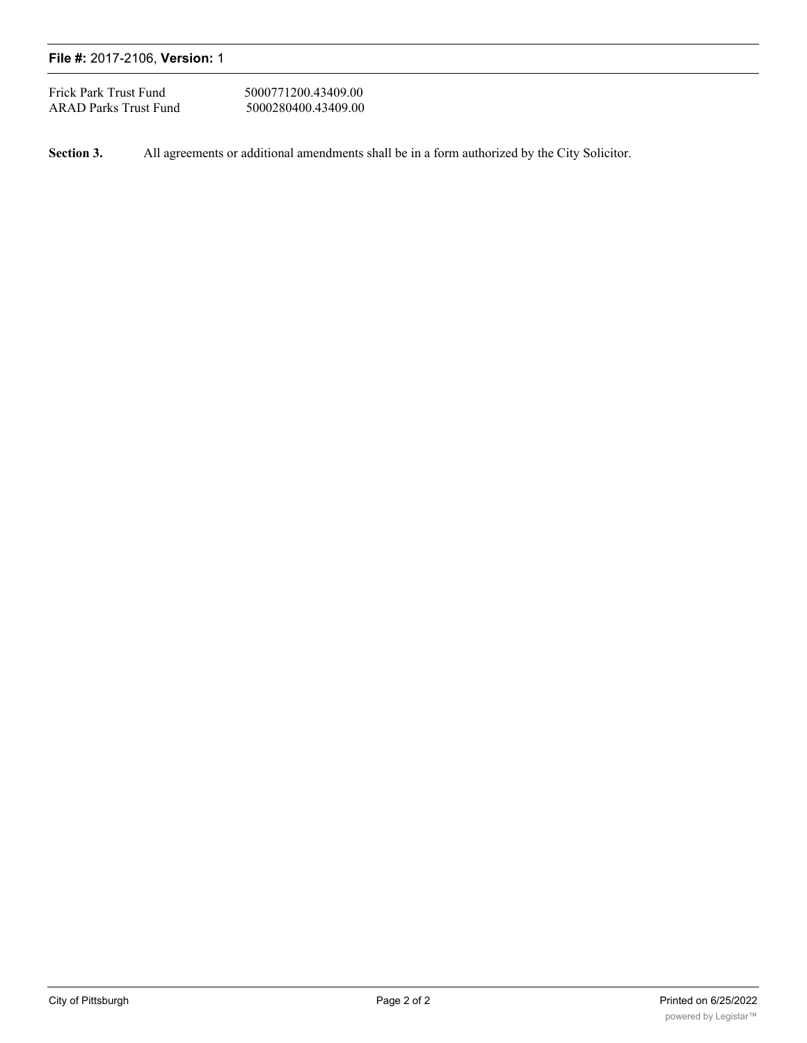| | |
|---|---|
| Frick Park Trust Fund | 5000771200.43409.00 |
| ARAD Parks Trust Fund | 5000280400.43409.00 |

**Section 3.** All agreements or additional amendments shall be in a form authorized by the City Solicitor.